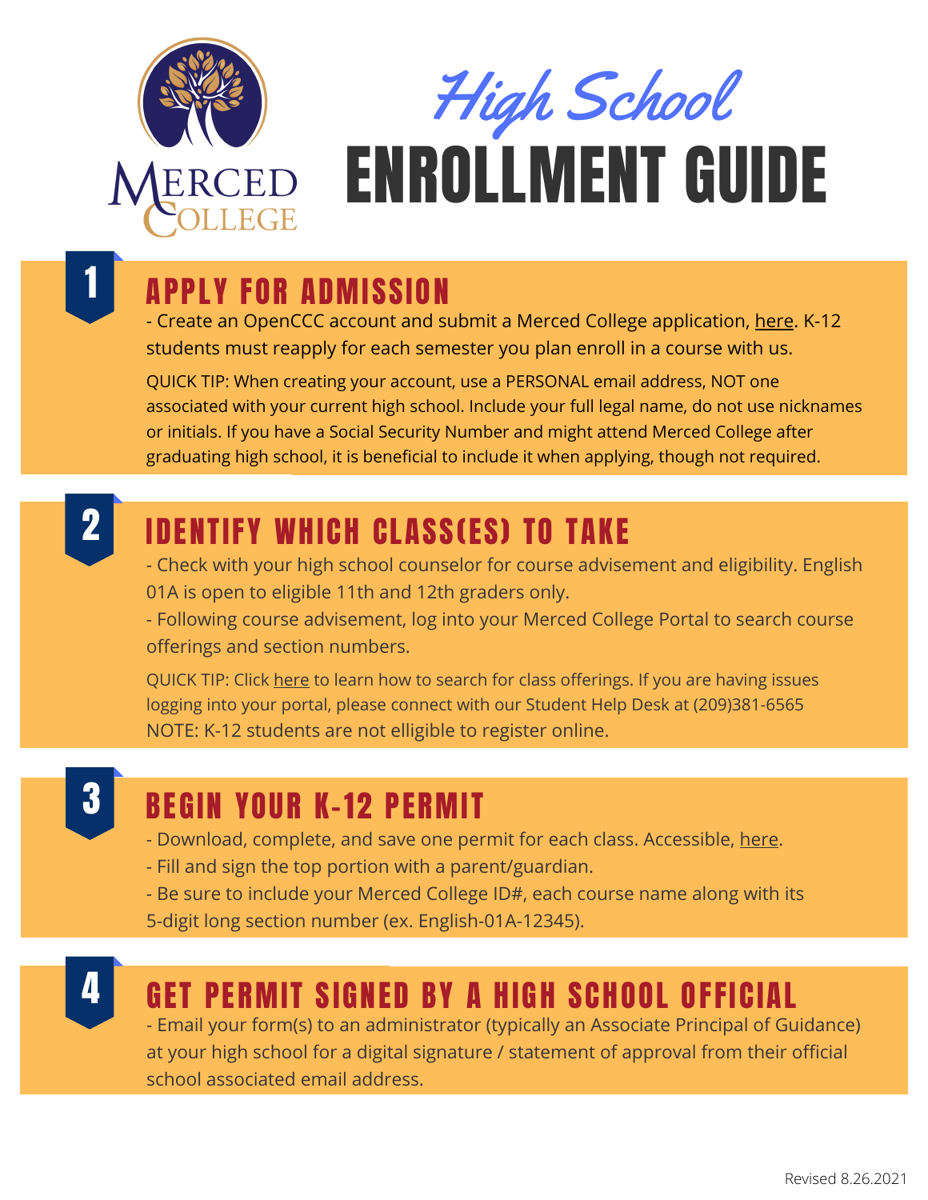# High School ENROLLMENT GUIDE

## 1 APPLY FOR ADMISSION

- Create an OpenCCC account and submit a Merced College application, here. K-12 students must reapply for each semester you plan enroll in a course with us.

QUICK TIP: When creating your account, use a PERSONAL email address, NOT one associated with your current high school. Include your full legal name, do not use nicknames or initials. If you have a Social Security Number and might attend Merced College after graduating high school, it is beneficial to include it when applying, though not required.

## 2 IDENTIFY WHICH CLASS(ES) TO TAKE

- Check with your high school counselor for course advisement and eligibility. English 01A is open to eligible 11th and 12th graders only.
- Following course advisement, log into your Merced College Portal to search course offerings and section numbers.

QUICK TIP: Click here to learn how to search for class offerings. If you are having issues logging into your portal, please connect with our Student Help Desk at (209)381-6565
NOTE: K-12 students are not elligible to register online.

## 3 BEGIN YOUR K-12 PERMIT

- Download, complete, and save one permit for each class. Accessible, here.
- Fill and sign the top portion with a parent/guardian.
- Be sure to include your Merced College ID#, each course name along with its 5-digit long section number (ex. English-01A-12345).

## 4 GET PERMIT SIGNED BY A HIGH SCHOOL OFFICIAL

- Email your form(s) to an administrator (typically an Associate Principal of Guidance) at your high school for a digital signature / statement of approval from their official school associated email address.

Revised 8.26.2021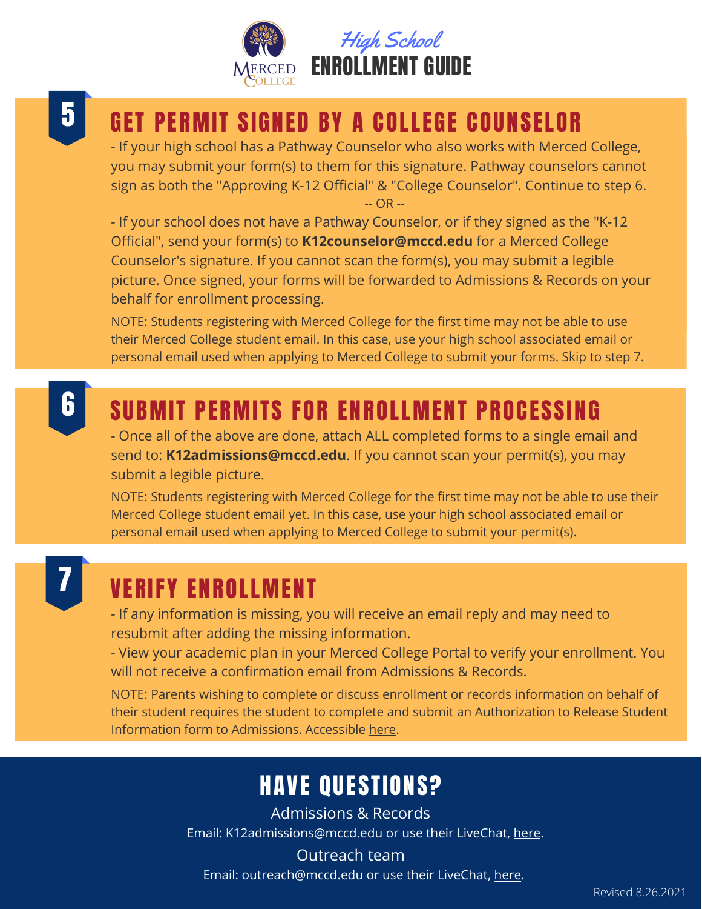# High School ENROLLMENT GUIDE

## 5 GET PERMIT SIGNED BY A COLLEGE COUNSELOR

- If your high school has a Pathway Counselor who also works with Merced College, you may submit your form(s) to them for this signature. Pathway counselors cannot sign as both the "Approving K-12 Official" & "College Counselor". Continue to step 6.

-- OR --

- If your school does not have a Pathway Counselor, or if they signed as the "K-12 Official", send your form(s) to **K12counselor@mccd.edu** for a Merced College Counselor's signature. If you cannot scan the form(s), you may submit a legible picture. Once signed, your forms will be forwarded to Admissions & Records on your behalf for enrollment processing.

NOTE: Students registering with Merced College for the first time may not be able to use their Merced College student email. In this case, use your high school associated email or personal email used when applying to Merced College to submit your forms. Skip to step 7.

## 6 SUBMIT PERMITS FOR ENROLLMENT PROCESSING

- Once all of the above are done, attach ALL completed forms to a single email and send to: **K12admissions@mccd.edu**. If you cannot scan your permit(s), you may submit a legible picture.

NOTE: Students registering with Merced College for the first time may not be able to use their Merced College student email yet. In this case, use your high school associated email or personal email used when applying to Merced College to submit your permit(s).

## 7 VERIFY ENROLLMENT

- If any information is missing, you will receive an email reply and may need to resubmit after adding the missing information.
- View your academic plan in your Merced College Portal to verify your enrollment. You will not receive a confirmation email from Admissions & Records.

NOTE: Parents wishing to complete or discuss enrollment or records information on behalf of their student requires the student to complete and submit an Authorization to Release Student Information form to Admissions. Accessible here.

## HAVE QUESTIONS?

Admissions & Records

Email: K12admissions@mccd.edu or use their LiveChat, here.

Outreach team

Email: outreach@mccd.edu or use their LiveChat, here.

Revised 8.26.2021